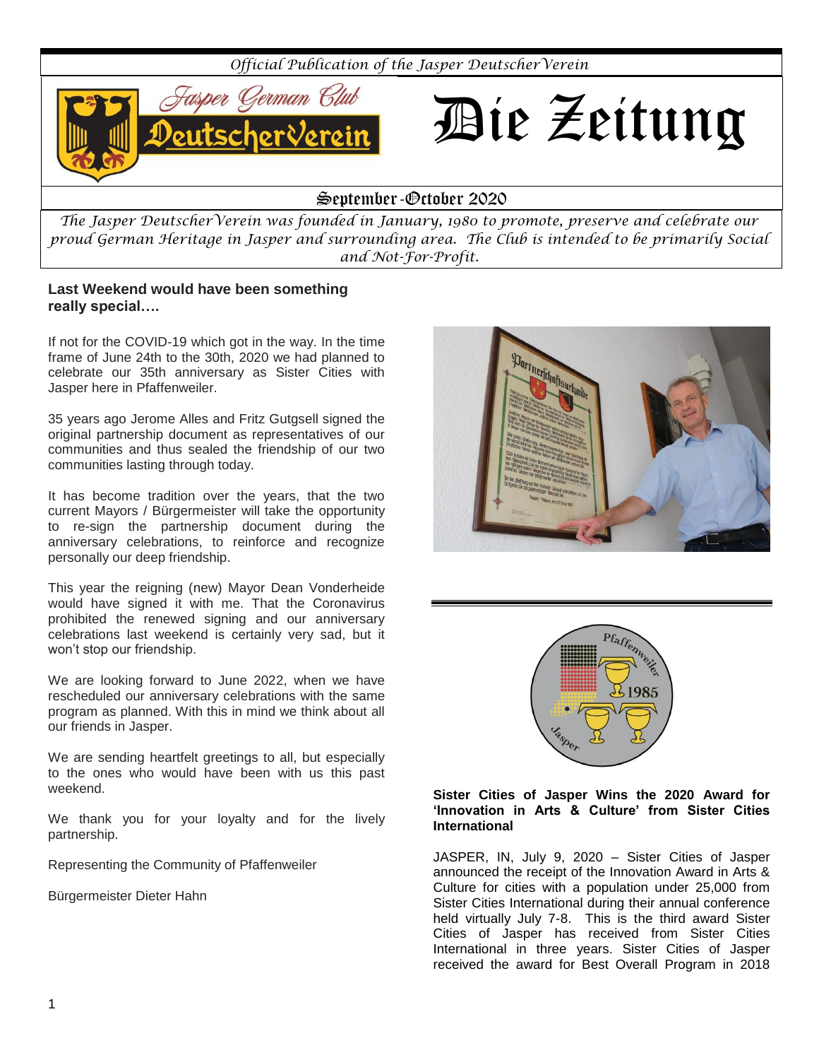*Official Publication of the Jasper DeutscherVerein*

Jasper German Club

DeutscherVerein

# Die Zeitung

## September-October 2020

*The Jasper DeutscherVerein was founded in January, 1980 to promote, preserve and celebrate our proud German Heritage in Jasper and surrounding area. The Club is intended to be primarily Social and Not-For-Profit.*

### Last Weekend would have been something really special….

If not for the COVID-19 which got in the way. In the time frame of June 24th to the 30th, 2020 we had planned to celebrate our 35th anniversary as Sister Cities with Jasper here in Pfaffenweiler.

35 years ago Jerome Alles and Fritz Gutgsell signed the original partnership document as representatives of our communities and thus sealed the friendship of our two communities lasting through today.

It has become tradition over the years, that the two current Mayors / Bürgermeister will take the opportunity to re-sign the partnership document during the anniversary celebrations, to reinforce and recognize personally our deep friendship.

This year the reigning (new) Mayor Dean Vonderheide would have signed it with me. That the Coronavirus prohibited the renewed signing and our anniversary celebrations last weekend is certainly very sad, but it won't stop our friendship.

We are looking forward to June 2022, when we have rescheduled our anniversary celebrations with the same program as planned. With this in mind we think about all our friends in Jasper.

We are sending heartfelt greetings to all, but especially to the ones who would have been with us this past weekend.

We thank you for your loyalty and for the lively partnership.

Representing the Community of Pfaffenweiler

Bürgermeister Dieter Hahn

---

### Sister Cities of Jasper Wins the 2020 Award for 'Innovation in Arts & Culture' from Sister Cities International

JASPER, IN, July 9, 2020 – Sister Cities of Jasper announced the receipt of the Innovation Award in Arts & Culture for cities with a population under 25,000 from Sister Cities International during their annual conference held virtually July 7-8. This is the third award Sister Cities of Jasper has received from Sister Cities International in three years. Sister Cities of Jasper received the award for Best Overall Program in 2018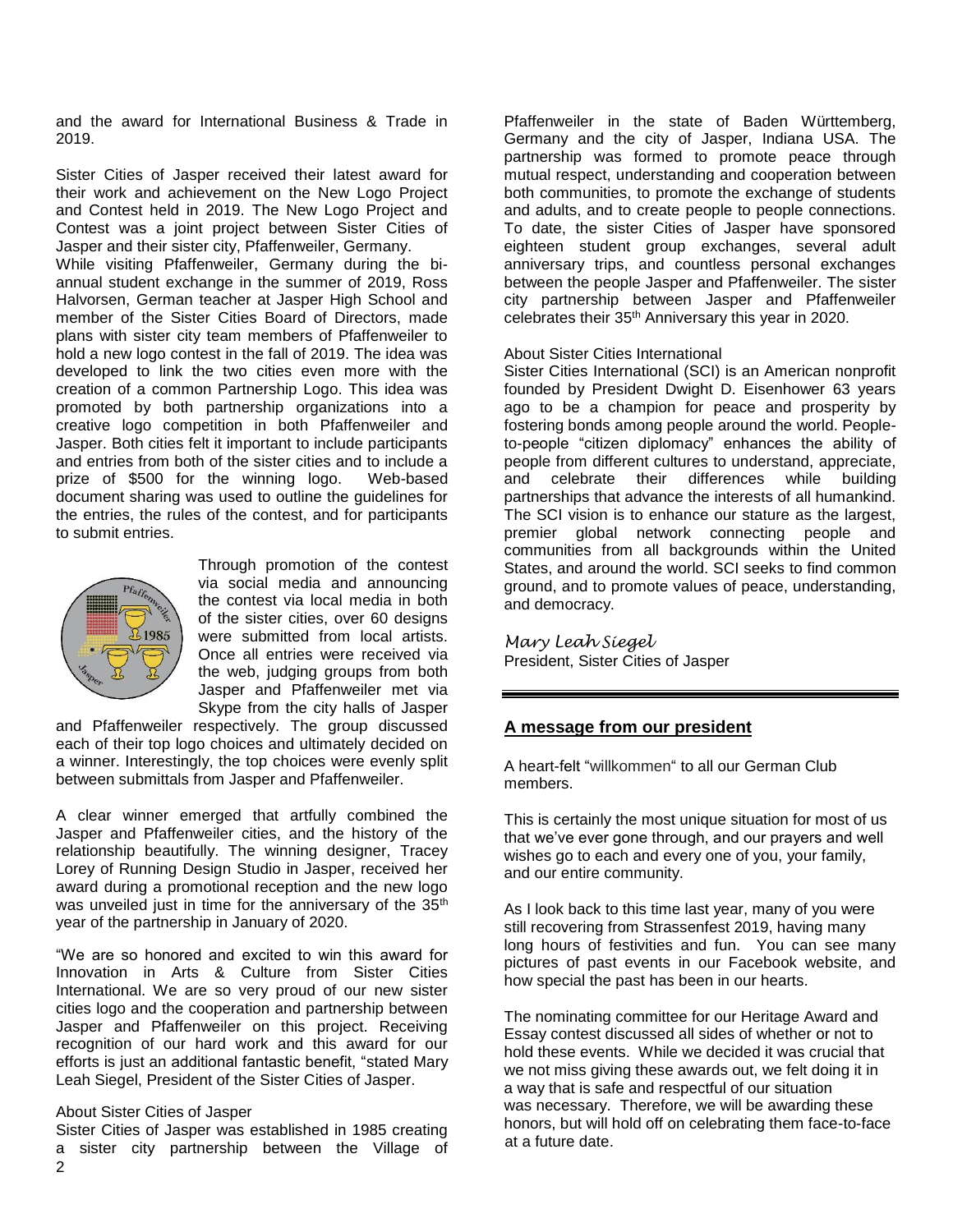and the award for International Business & Trade in 2019.

Sister Cities of Jasper received their latest award for their work and achievement on the New Logo Project and Contest held in 2019. The New Logo Project and Contest was a joint project between Sister Cities of Jasper and their sister city, Pfaffenweiler, Germany.

While visiting Pfaffenweiler, Germany during the bi-annual student exchange in the summer of 2019, Ross Halvorsen, German teacher at Jasper High School and member of the Sister Cities Board of Directors, made plans with sister city team members of Pfaffenweiler to hold a new logo contest in the fall of 2019. The idea was developed to link the two cities even more with the creation of a common Partnership Logo. This idea was promoted by both partnership organizations into a creative logo competition in both Pfaffenweiler and Jasper. Both cities felt it important to include participants and entries from both of the sister cities and to include a prize of $500 for the winning logo. Web-based document sharing was used to outline the guidelines for the entries, the rules of the contest, and for participants to submit entries.

Through promotion of the contest via social media and announcing the contest via local media in both of the sister cities, over 60 designs were submitted from local artists. Once all entries were received via the web, judging groups from both Jasper and Pfaffenweiler met via Skype from the city halls of Jasper and Pfaffenweiler respectively. The group discussed each of their top logo choices and ultimately decided on a winner. Interestingly, the top choices were evenly split between submittals from Jasper and Pfaffenweiler.

A clear winner emerged that artfully combined the Jasper and Pfaffenweiler cities, and the history of the relationship beautifully. The winning designer, Tracey Lorey of Running Design Studio in Jasper, received her award during a promotional reception and the new logo was unveiled just in time for the anniversary of the 35th year of the partnership in January of 2020.

"We are so honored and excited to win this award for Innovation in Arts & Culture from Sister Cities International. We are so very proud of our new sister cities logo and the cooperation and partnership between Jasper and Pfaffenweiler on this project. Receiving recognition of our hard work and this award for our efforts is just an additional fantastic benefit, "stated Mary Leah Siegel, President of the Sister Cities of Jasper.

About Sister Cities of Jasper

Sister Cities of Jasper was established in 1985 creating a sister city partnership between the Village of Pfaffenweiler in the state of Baden Württemberg, Germany and the city of Jasper, Indiana USA. The partnership was formed to promote peace through mutual respect, understanding and cooperation between both communities, to promote the exchange of students and adults, and to create people to people connections. To date, the sister Cities of Jasper have sponsored eighteen student group exchanges, several adult anniversary trips, and countless personal exchanges between the people Jasper and Pfaffenweiler. The sister city partnership between Jasper and Pfaffenweiler celebrates their 35th Anniversary this year in 2020.

About Sister Cities International

Sister Cities International (SCI) is an American nonprofit founded by President Dwight D. Eisenhower 63 years ago to be a champion for peace and prosperity by fostering bonds among people around the world. People-to-people "citizen diplomacy" enhances the ability of people from different cultures to understand, appreciate, and celebrate their differences while building partnerships that advance the interests of all humankind. The SCI vision is to enhance our stature as the largest, premier global network connecting people and communities from all backgrounds within the United States, and around the world. SCI seeks to find common ground, and to promote values of peace, understanding, and democracy.

*Mary Leah Siegel*
President, Sister Cities of Jasper

---

## A message from our president

A heart-felt "willkommen" to all our German Club members.

This is certainly the most unique situation for most of us that we've ever gone through, and our prayers and well wishes go to each and every one of you, your family, and our entire community.

As I look back to this time last year, many of you were still recovering from Strassenfest 2019, having many long hours of festivities and fun. You can see many pictures of past events in our Facebook website, and how special the past has been in our hearts.

The nominating committee for our Heritage Award and Essay contest discussed all sides of whether or not to hold these events. While we decided it was crucial that we not miss giving these awards out, we felt doing it in a way that is safe and respectful of our situation was necessary. Therefore, we will be awarding these honors, but will hold off on celebrating them face-to-face at a future date.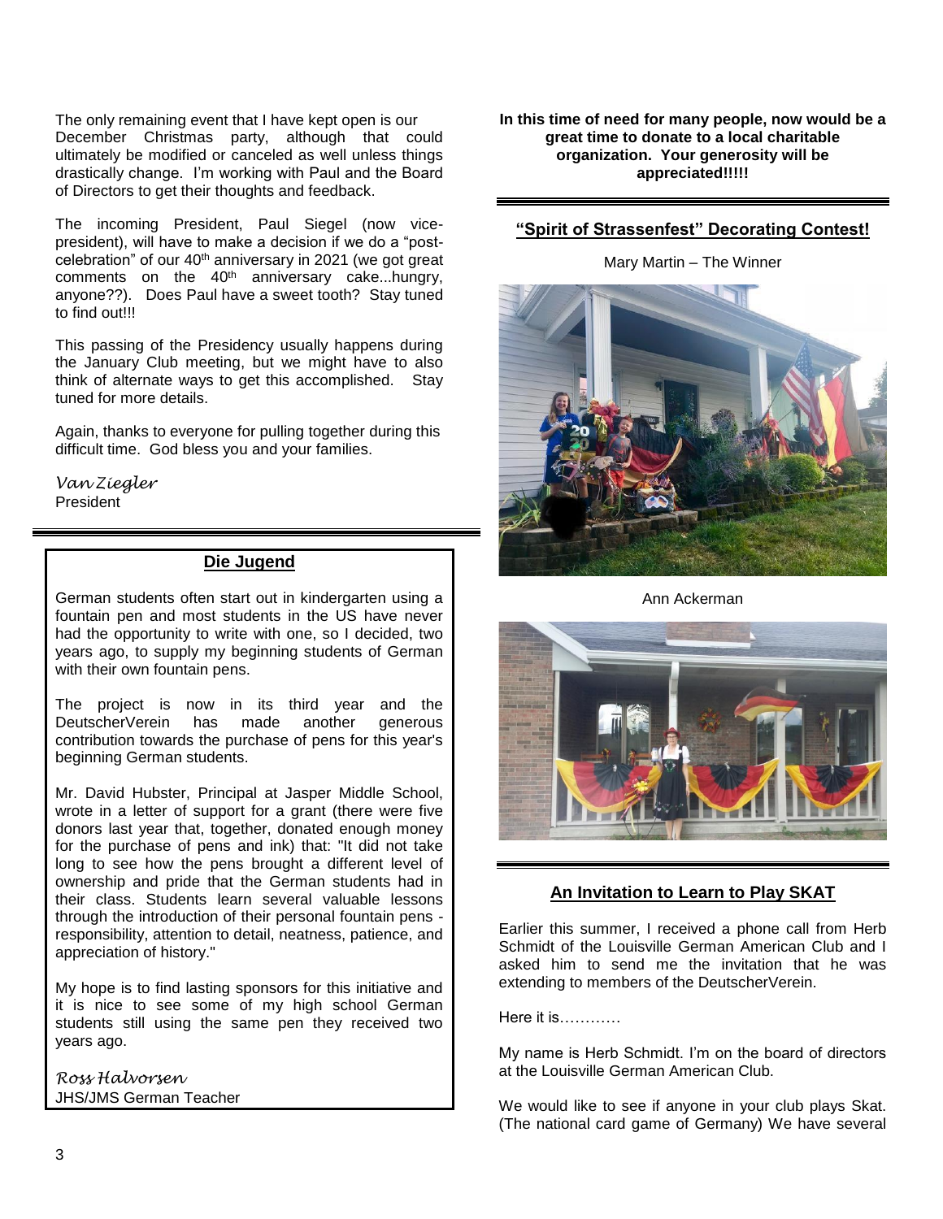The only remaining event that I have kept open is our December Christmas party, although that could ultimately be modified or canceled as well unless things drastically change. I'm working with Paul and the Board of Directors to get their thoughts and feedback.

The incoming President, Paul Siegel (now vice-president), will have to make a decision if we do a "post-celebration" of our 40th anniversary in 2021 (we got great comments on the 40th anniversary cake...hungry, anyone??). Does Paul have a sweet tooth? Stay tuned to find out!!!

This passing of the Presidency usually happens during the January Club meeting, but we might have to also think of alternate ways to get this accomplished. Stay tuned for more details.

Again, thanks to everyone for pulling together during this difficult time. God bless you and your families.

*Van Ziegler*
President

## Die Jugend

German students often start out in kindergarten using a fountain pen and most students in the US have never had the opportunity to write with one, so I decided, two years ago, to supply my beginning students of German with their own fountain pens.

The project is now in its third year and the DeutscherVerein has made another generous contribution towards the purchase of pens for this year's beginning German students.

Mr. David Hubster, Principal at Jasper Middle School, wrote in a letter of support for a grant (there were five donors last year that, together, donated enough money for the purchase of pens and ink) that: "It did not take long to see how the pens brought a different level of ownership and pride that the German students had in their class. Students learn several valuable lessons through the introduction of their personal fountain pens - responsibility, attention to detail, neatness, patience, and appreciation of history."

My hope is to find lasting sponsors for this initiative and it is nice to see some of my high school German students still using the same pen they received two years ago.

*Ross Halvorsen*
JHS/JMS German Teacher

**In this time of need for many people, now would be a great time to donate to a local charitable organization. Your generosity will be appreciated!!!!!**

## "Spirit of Strassenfest" Decorating Contest!

Mary Martin – The Winner

Ann Ackerman

## An Invitation to Learn to Play SKAT

Earlier this summer, I received a phone call from Herb Schmidt of the Louisville German American Club and I asked him to send me the invitation that he was extending to members of the DeutscherVerein.

Here it is…………

My name is Herb Schmidt. I'm on the board of directors at the Louisville German American Club.

We would like to see if anyone in your club plays Skat. (The national card game of Germany) We have several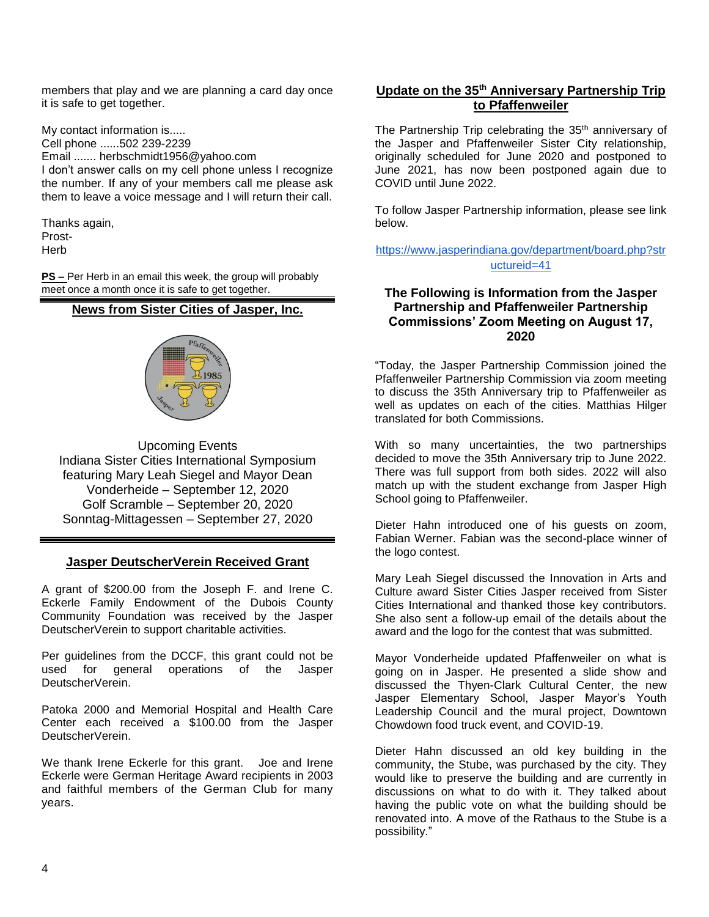members that play and we are planning a card day once it is safe to get together.

My contact information is.....
Cell phone ......502 239-2239
Email ....... herbschmidt1956@yahoo.com
I don't answer calls on my cell phone unless I recognize the number. If any of your members call me please ask them to leave a voice message and I will return their call.

Thanks again,
Prost-
Herb

**PS –** Per Herb in an email this week, the group will probably meet once a month once it is safe to get together.

## News from Sister Cities of Jasper, Inc.

Upcoming Events
Indiana Sister Cities International Symposium featuring Mary Leah Siegel and Mayor Dean Vonderheide – September 12, 2020
Golf Scramble – September 20, 2020
Sonntag-Mittagessen – September 27, 2020

## Jasper DeutscherVerein Received Grant

A grant of $200.00 from the Joseph F. and Irene C. Eckerle Family Endowment of the Dubois County Community Foundation was received by the Jasper DeutscherVerein to support charitable activities.

Per guidelines from the DCCF, this grant could not be used for general operations of the Jasper DeutscherVerein.

Patoka 2000 and Memorial Hospital and Health Care Center each received a $100.00 from the Jasper DeutscherVerein.

We thank Irene Eckerle for this grant. Joe and Irene Eckerle were German Heritage Award recipients in 2003 and faithful members of the German Club for many years.

## Update on the 35th Anniversary Partnership Trip to Pfaffenweiler

The Partnership Trip celebrating the 35th anniversary of the Jasper and Pfaffenweiler Sister City relationship, originally scheduled for June 2020 and postponed to June 2021, has now been postponed again due to COVID until June 2022.

To follow Jasper Partnership information, please see link below.

https://www.jasperindiana.gov/department/board.php?structureid=41

## The Following is Information from the Jasper Partnership and Pfaffenweiler Partnership Commissions' Zoom Meeting on August 17, 2020

"Today, the Jasper Partnership Commission joined the Pfaffenweiler Partnership Commission via zoom meeting to discuss the 35th Anniversary trip to Pfaffenweiler as well as updates on each of the cities. Matthias Hilger translated for both Commissions.

With so many uncertainties, the two partnerships decided to move the 35th Anniversary trip to June 2022. There was full support from both sides. 2022 will also match up with the student exchange from Jasper High School going to Pfaffenweiler.

Dieter Hahn introduced one of his guests on zoom, Fabian Werner. Fabian was the second-place winner of the logo contest.

Mary Leah Siegel discussed the Innovation in Arts and Culture award Sister Cities Jasper received from Sister Cities International and thanked those key contributors. She also sent a follow-up email of the details about the award and the logo for the contest that was submitted.

Mayor Vonderheide updated Pfaffenweiler on what is going on in Jasper. He presented a slide show and discussed the Thyen-Clark Cultural Center, the new Jasper Elementary School, Jasper Mayor's Youth Leadership Council and the mural project, Downtown Chowdown food truck event, and COVID-19.

Dieter Hahn discussed an old key building in the community, the Stube, was purchased by the city. They would like to preserve the building and are currently in discussions on what to do with it. They talked about having the public vote on what the building should be renovated into. A move of the Rathaus to the Stube is a possibility."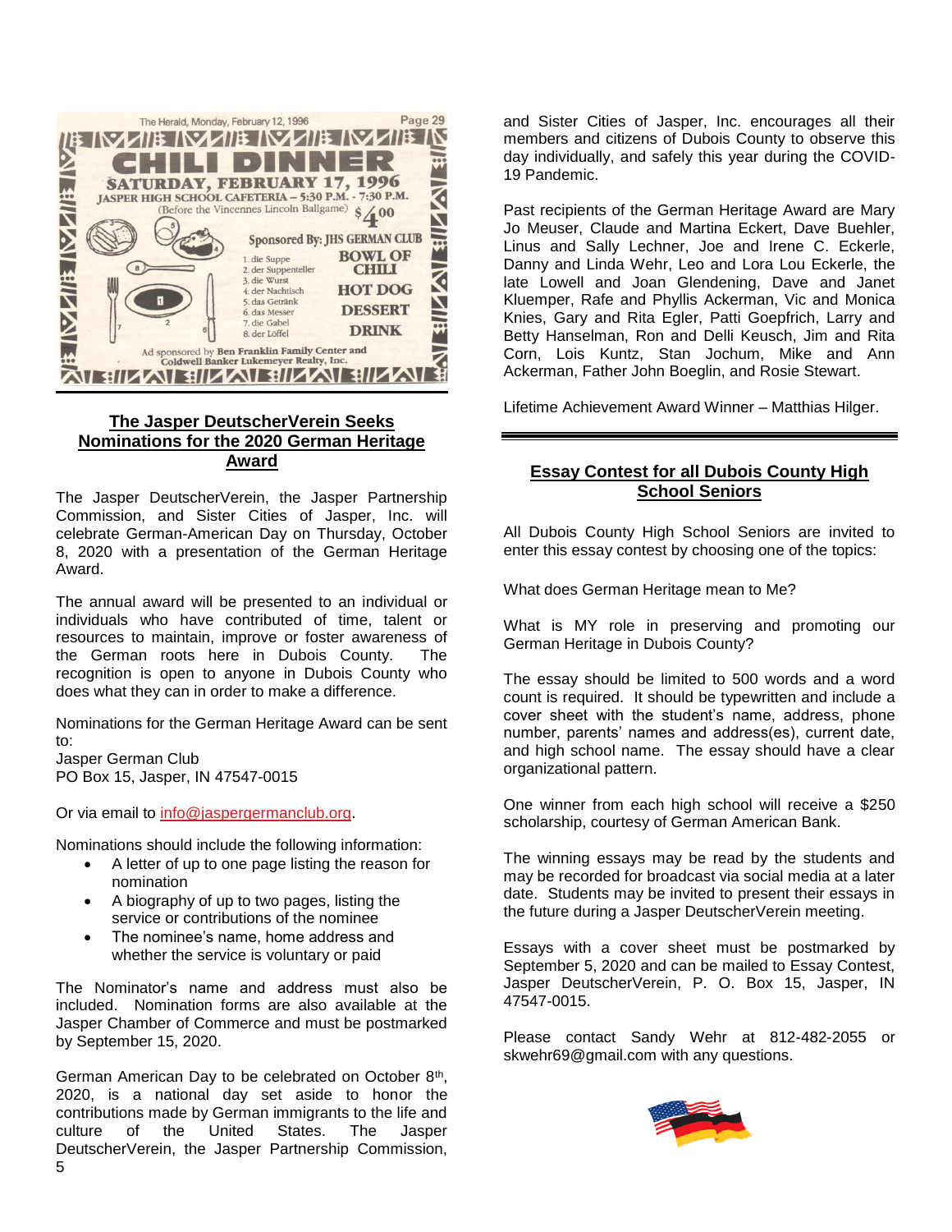The Herald, Monday, February 12, 1996

# CHILI DINNER

**SATURDAY, FEBRUARY 17, 1996**

JASPER HIGH SCHOOL CAFETERIA – 5:30 P.M. - 7:30 P.M.
(Before the Vincennes Lincoln Ballgame) $4.00

Sponsored By: JHS GERMAN CLUB

1. die Suppe
2. der Suppenteller
3. die Wurst
4. der Nachtisch
5. das Getränk
6. das Messer
7. die Gabel
8. der Löffel

BOWL OF CHILI
HOT DOG
DESSERT
DRINK

Ad sponsored by Ben Franklin Family Center and Coldwell Banker Lukemeyer Realty, Inc.

## The Jasper DeutscherVerein Seeks Nominations for the 2020 German Heritage Award

The Jasper DeutscherVerein, the Jasper Partnership Commission, and Sister Cities of Jasper, Inc. will celebrate German-American Day on Thursday, October 8, 2020 with a presentation of the German Heritage Award.

The annual award will be presented to an individual or individuals who have contributed of time, talent or resources to maintain, improve or foster awareness of the German roots here in Dubois County. The recognition is open to anyone in Dubois County who does what they can in order to make a difference.

Nominations for the German Heritage Award can be sent to:
Jasper German Club
PO Box 15, Jasper, IN 47547-0015

Or via email to info@jaspergermanclub.org.

Nominations should include the following information:

- A letter of up to one page listing the reason for nomination
- A biography of up to two pages, listing the service or contributions of the nominee
- The nominee's name, home address and whether the service is voluntary or paid

The Nominator's name and address must also be included. Nomination forms are also available at the Jasper Chamber of Commerce and must be postmarked by September 15, 2020.

German American Day to be celebrated on October 8th, 2020, is a national day set aside to honor the contributions made by German immigrants to the life and culture of the United States. The Jasper DeutscherVerein, the Jasper Partnership Commission, and Sister Cities of Jasper, Inc. encourages all their members and citizens of Dubois County to observe this day individually, and safely this year during the COVID-19 Pandemic.

Past recipients of the German Heritage Award are Mary Jo Meuser, Claude and Martina Eckert, Dave Buehler, Linus and Sally Lechner, Joe and Irene C. Eckerle, Danny and Linda Wehr, Leo and Lora Lou Eckerle, the late Lowell and Joan Glendening, Dave and Janet Kluemper, Rafe and Phyllis Ackerman, Vic and Monica Knies, Gary and Rita Egler, Patti Goepfrich, Larry and Betty Hanselman, Ron and Delli Keusch, Jim and Rita Corn, Lois Kuntz, Stan Jochum, Mike and Ann Ackerman, Father John Boeglin, and Rosie Stewart.

Lifetime Achievement Award Winner – Matthias Hilger.

## Essay Contest for all Dubois County High School Seniors

All Dubois County High School Seniors are invited to enter this essay contest by choosing one of the topics:

What does German Heritage mean to Me?

What is MY role in preserving and promoting our German Heritage in Dubois County?

The essay should be limited to 500 words and a word count is required. It should be typewritten and include a cover sheet with the student's name, address, phone number, parents' names and address(es), current date, and high school name. The essay should have a clear organizational pattern.

One winner from each high school will receive a $250 scholarship, courtesy of German American Bank.

The winning essays may be read by the students and may be recorded for broadcast via social media at a later date. Students may be invited to present their essays in the future during a Jasper DeutscherVerein meeting.

Essays with a cover sheet must be postmarked by September 5, 2020 and can be mailed to Essay Contest, Jasper DeutscherVerein, P. O. Box 15, Jasper, IN 47547-0015.

Please contact Sandy Wehr at 812-482-2055 or skwehr69@gmail.com with any questions.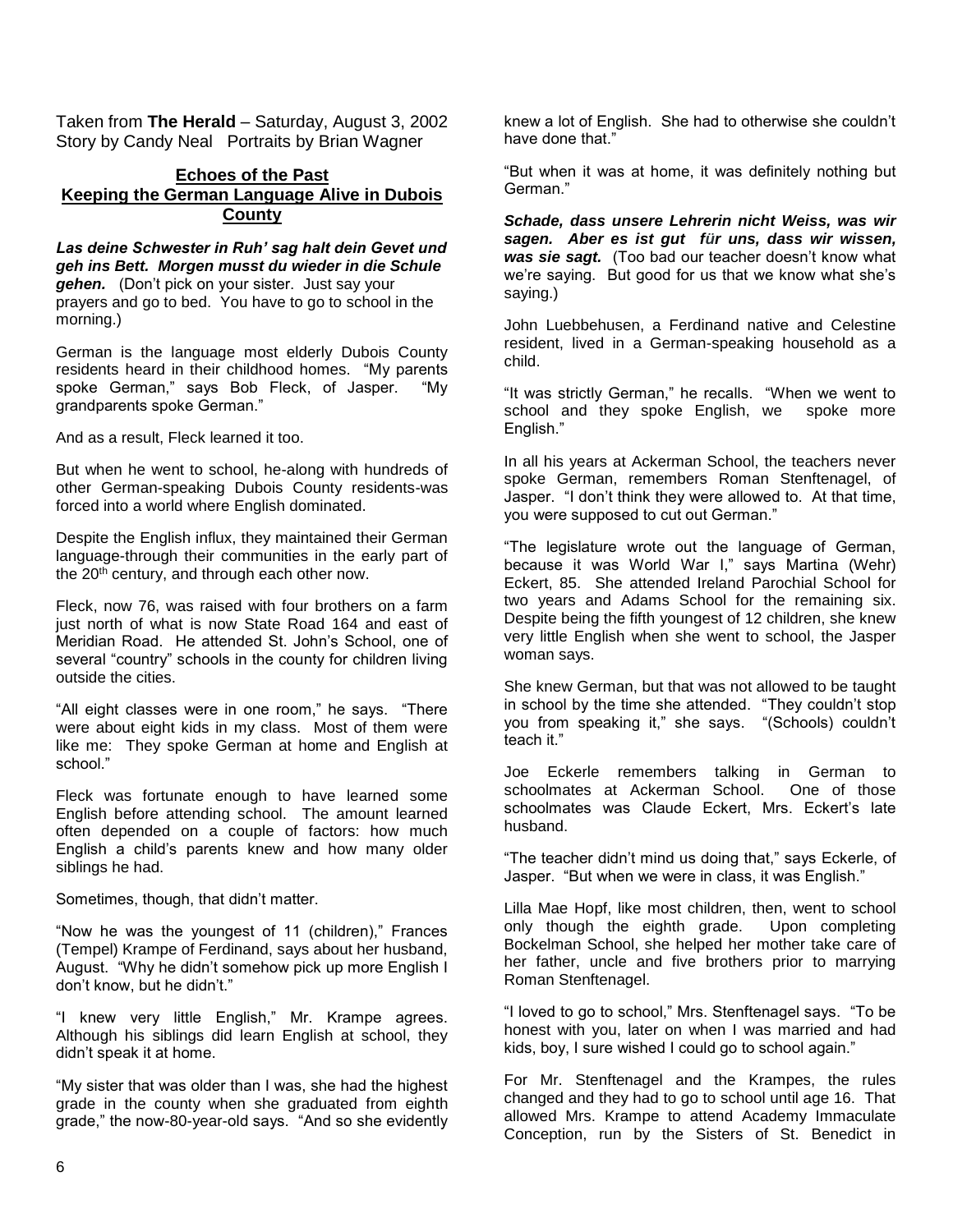Taken from **The Herald** – Saturday, August 3, 2002
Story by Candy Neal   Portraits by Brian Wagner

## Echoes of the Past
## Keeping the German Language Alive in Dubois County

***Las deine Schwester in Ruh' sag halt dein Gevet und geh ins Bett. Morgen musst du wieder in die Schule gehen.*** (Don't pick on your sister. Just say your prayers and go to bed. You have to go to school in the morning.)

German is the language most elderly Dubois County residents heard in their childhood homes. "My parents spoke German," says Bob Fleck, of Jasper. "My grandparents spoke German."

And as a result, Fleck learned it too.

But when he went to school, he-along with hundreds of other German-speaking Dubois County residents-was forced into a world where English dominated.

Despite the English influx, they maintained their German language-through their communities in the early part of the 20th century, and through each other now.

Fleck, now 76, was raised with four brothers on a farm just north of what is now State Road 164 and east of Meridian Road. He attended St. John's School, one of several "country" schools in the county for children living outside the cities.

"All eight classes were in one room," he says. "There were about eight kids in my class. Most of them were like me: They spoke German at home and English at school."

Fleck was fortunate enough to have learned some English before attending school. The amount learned often depended on a couple of factors: how much English a child's parents knew and how many older siblings he had.

Sometimes, though, that didn't matter.

"Now he was the youngest of 11 (children)," Frances (Tempel) Krampe of Ferdinand, says about her husband, August. "Why he didn't somehow pick up more English I don't know, but he didn't."

"I knew very little English," Mr. Krampe agrees. Although his siblings did learn English at school, they didn't speak it at home.

"My sister that was older than I was, she had the highest grade in the county when she graduated from eighth grade," the now-80-year-old says. "And so she evidently knew a lot of English. She had to otherwise she couldn't have done that."

"But when it was at home, it was definitely nothing but German."

***Schade, dass unsere Lehrerin nicht Weiss, was wir sagen. Aber es ist gut für uns, dass wir wissen, was sie sagt.*** (Too bad our teacher doesn't know what we're saying. But good for us that we know what she's saying.)

John Luebbehusen, a Ferdinand native and Celestine resident, lived in a German-speaking household as a child.

"It was strictly German," he recalls. "When we went to school and they spoke English, we spoke more English."

In all his years at Ackerman School, the teachers never spoke German, remembers Roman Stenftenagel, of Jasper. "I don't think they were allowed to. At that time, you were supposed to cut out German."

"The legislature wrote out the language of German, because it was World War I," says Martina (Wehr) Eckert, 85. She attended Ireland Parochial School for two years and Adams School for the remaining six. Despite being the fifth youngest of 12 children, she knew very little English when she went to school, the Jasper woman says.

She knew German, but that was not allowed to be taught in school by the time she attended. "They couldn't stop you from speaking it," she says. "(Schools) couldn't teach it."

Joe Eckerle remembers talking in German to schoolmates at Ackerman School. One of those schoolmates was Claude Eckert, Mrs. Eckert's late husband.

"The teacher didn't mind us doing that," says Eckerle, of Jasper. "But when we were in class, it was English."

Lilla Mae Hopf, like most children, then, went to school only though the eighth grade. Upon completing Bockelman School, she helped her mother take care of her father, uncle and five brothers prior to marrying Roman Stenftenagel.

"I loved to go to school," Mrs. Stenftenagel says. "To be honest with you, later on when I was married and had kids, boy, I sure wished I could go to school again."

For Mr. Stenftenagel and the Krampes, the rules changed and they had to go to school until age 16. That allowed Mrs. Krampe to attend Academy Immaculate Conception, run by the Sisters of St. Benedict in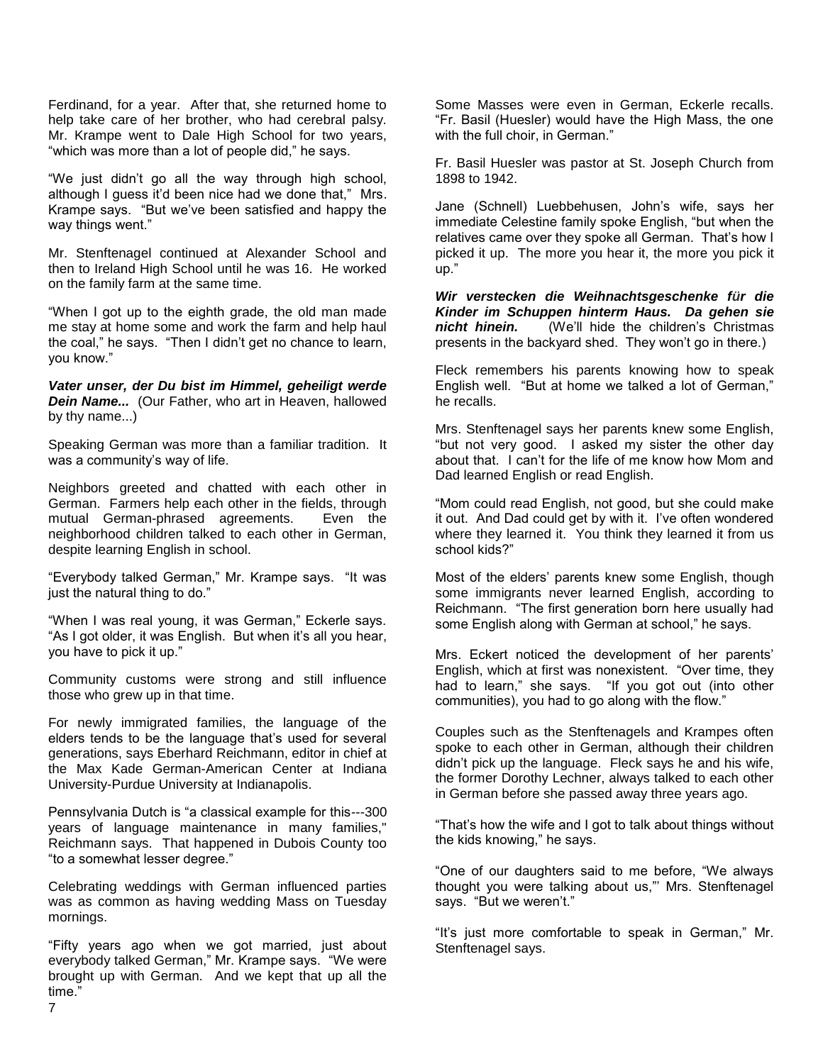Ferdinand, for a year. After that, she returned home to help take care of her brother, who had cerebral palsy. Mr. Krampe went to Dale High School for two years, "which was more than a lot of people did," he says.

"We just didn't go all the way through high school, although I guess it'd been nice had we done that," Mrs. Krampe says. "But we've been satisfied and happy the way things went."

Mr. Stenftenagel continued at Alexander School and then to Ireland High School until he was 16. He worked on the family farm at the same time.

"When I got up to the eighth grade, the old man made me stay at home some and work the farm and help haul the coal," he says. "Then I didn't get no chance to learn, you know."

***Vater unser, der Du bist im Himmel, geheiligt werde Dein Name...*** (Our Father, who art in Heaven, hallowed by thy name...)

Speaking German was more than a familiar tradition. It was a community's way of life.

Neighbors greeted and chatted with each other in German. Farmers help each other in the fields, through mutual German-phrased agreements. Even the neighborhood children talked to each other in German, despite learning English in school.

"Everybody talked German," Mr. Krampe says. "It was just the natural thing to do."

"When I was real young, it was German," Eckerle says. "As I got older, it was English. But when it's all you hear, you have to pick it up."

Community customs were strong and still influence those who grew up in that time.

For newly immigrated families, the language of the elders tends to be the language that's used for several generations, says Eberhard Reichmann, editor in chief at the Max Kade German-American Center at Indiana University-Purdue University at Indianapolis.

Pennsylvania Dutch is "a classical example for this---300 years of language maintenance in many families," Reichmann says. That happened in Dubois County too "to a somewhat lesser degree."

Celebrating weddings with German influenced parties was as common as having wedding Mass on Tuesday mornings.

"Fifty years ago when we got married, just about everybody talked German," Mr. Krampe says. "We were brought up with German. And we kept that up all the time."

Some Masses were even in German, Eckerle recalls. "Fr. Basil (Huesler) would have the High Mass, the one with the full choir, in German."

Fr. Basil Huesler was pastor at St. Joseph Church from 1898 to 1942.

Jane (Schnell) Luebbehusen, John's wife, says her immediate Celestine family spoke English, "but when the relatives came over they spoke all German. That's how I picked it up. The more you hear it, the more you pick it up."

***Wir verstecken die Weihnachtsgeschenke für die Kinder im Schuppen hinterm Haus. Da gehen sie nicht hinein.*** (We'll hide the children's Christmas presents in the backyard shed. They won't go in there.)

Fleck remembers his parents knowing how to speak English well. "But at home we talked a lot of German," he recalls.

Mrs. Stenftenagel says her parents knew some English, "but not very good. I asked my sister the other day about that. I can't for the life of me know how Mom and Dad learned English or read English.

"Mom could read English, not good, but she could make it out. And Dad could get by with it. I've often wondered where they learned it. You think they learned it from us school kids?"

Most of the elders' parents knew some English, though some immigrants never learned English, according to Reichmann. "The first generation born here usually had some English along with German at school," he says.

Mrs. Eckert noticed the development of her parents' English, which at first was nonexistent. "Over time, they had to learn," she says. "If you got out (into other communities), you had to go along with the flow."

Couples such as the Stenftenagels and Krampes often spoke to each other in German, although their children didn't pick up the language. Fleck says he and his wife, the former Dorothy Lechner, always talked to each other in German before she passed away three years ago.

"That's how the wife and I got to talk about things without the kids knowing," he says.

"One of our daughters said to me before, "We always thought you were talking about us,"' Mrs. Stenftenagel says. "But we weren't."

"It's just more comfortable to speak in German," Mr. Stenftenagel says.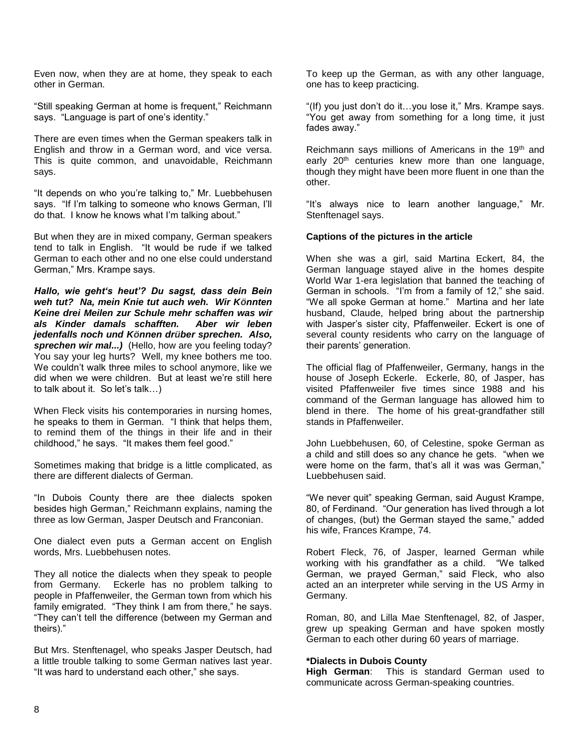Even now, when they are at home, they speak to each other in German.

"Still speaking German at home is frequent," Reichmann says. "Language is part of one's identity."

There are even times when the German speakers talk in English and throw in a German word, and vice versa. This is quite common, and unavoidable, Reichmann says.

"It depends on who you're talking to," Mr. Luebbehusen says. "If I'm talking to someone who knows German, I'll do that. I know he knows what I'm talking about."

But when they are in mixed company, German speakers tend to talk in English. "It would be rude if we talked German to each other and no one else could understand German," Mrs. Krampe says.

***Hallo, wie geht's heut'? Du sagst, dass dein Bein weh tut? Na, mein Knie tut auch weh. Wir Könnten Keine drei Meilen zur Schule mehr schaffen was wir als Kinder damals schafften. Aber wir leben jedenfalls noch und Können drüber sprechen. Also, sprechen wir mal...)*** (Hello, how are you feeling today? You say your leg hurts? Well, my knee bothers me too. We couldn't walk three miles to school anymore, like we did when we were children. But at least we're still here to talk about it. So let's talk…)

When Fleck visits his contemporaries in nursing homes, he speaks to them in German. "I think that helps them, to remind them of the things in their life and in their childhood," he says. "It makes them feel good."

Sometimes making that bridge is a little complicated, as there are different dialects of German.

"In Dubois County there are thee dialects spoken besides high German," Reichmann explains, naming the three as low German, Jasper Deutsch and Franconian.

One dialect even puts a German accent on English words, Mrs. Luebbehusen notes.

They all notice the dialects when they speak to people from Germany. Eckerle has no problem talking to people in Pfaffenweiler, the German town from which his family emigrated. "They think I am from there," he says. "They can't tell the difference (between my German and theirs)."

But Mrs. Stenftenagel, who speaks Jasper Deutsch, had a little trouble talking to some German natives last year. "It was hard to understand each other," she says.

To keep up the German, as with any other language, one has to keep practicing.

"(If) you just don't do it…you lose it," Mrs. Krampe says. "You get away from something for a long time, it just fades away."

Reichmann says millions of Americans in the 19th and early 20th centuries knew more than one language, though they might have been more fluent in one than the other.

"It's always nice to learn another language," Mr. Stenftenagel says.

**Captions of the pictures in the article**

When she was a girl, said Martina Eckert, 84, the German language stayed alive in the homes despite World War 1-era legislation that banned the teaching of German in schools. "I'm from a family of 12," she said. "We all spoke German at home." Martina and her late husband, Claude, helped bring about the partnership with Jasper's sister city, Pfaffenweiler. Eckert is one of several county residents who carry on the language of their parents' generation.

The official flag of Pfaffenweiler, Germany, hangs in the house of Joseph Eckerle. Eckerle, 80, of Jasper, has visited Pfaffenweiler five times since 1988 and his command of the German language has allowed him to blend in there. The home of his great-grandfather still stands in Pfaffenweiler.

John Luebbehusen, 60, of Celestine, spoke German as a child and still does so any chance he gets. "when we were home on the farm, that's all it was was German," Luebbehusen said.

"We never quit" speaking German, said August Krampe, 80, of Ferdinand. "Our generation has lived through a lot of changes, (but) the German stayed the same," added his wife, Frances Krampe, 74.

Robert Fleck, 76, of Jasper, learned German while working with his grandfather as a child. "We talked German, we prayed German," said Fleck, who also acted an an interpreter while serving in the US Army in Germany.

Roman, 80, and Lilla Mae Stenftenagel, 82, of Jasper, grew up speaking German and have spoken mostly German to each other during 60 years of marriage.

**\*Dialects in Dubois County**
**High German**: This is standard German used to communicate across German-speaking countries.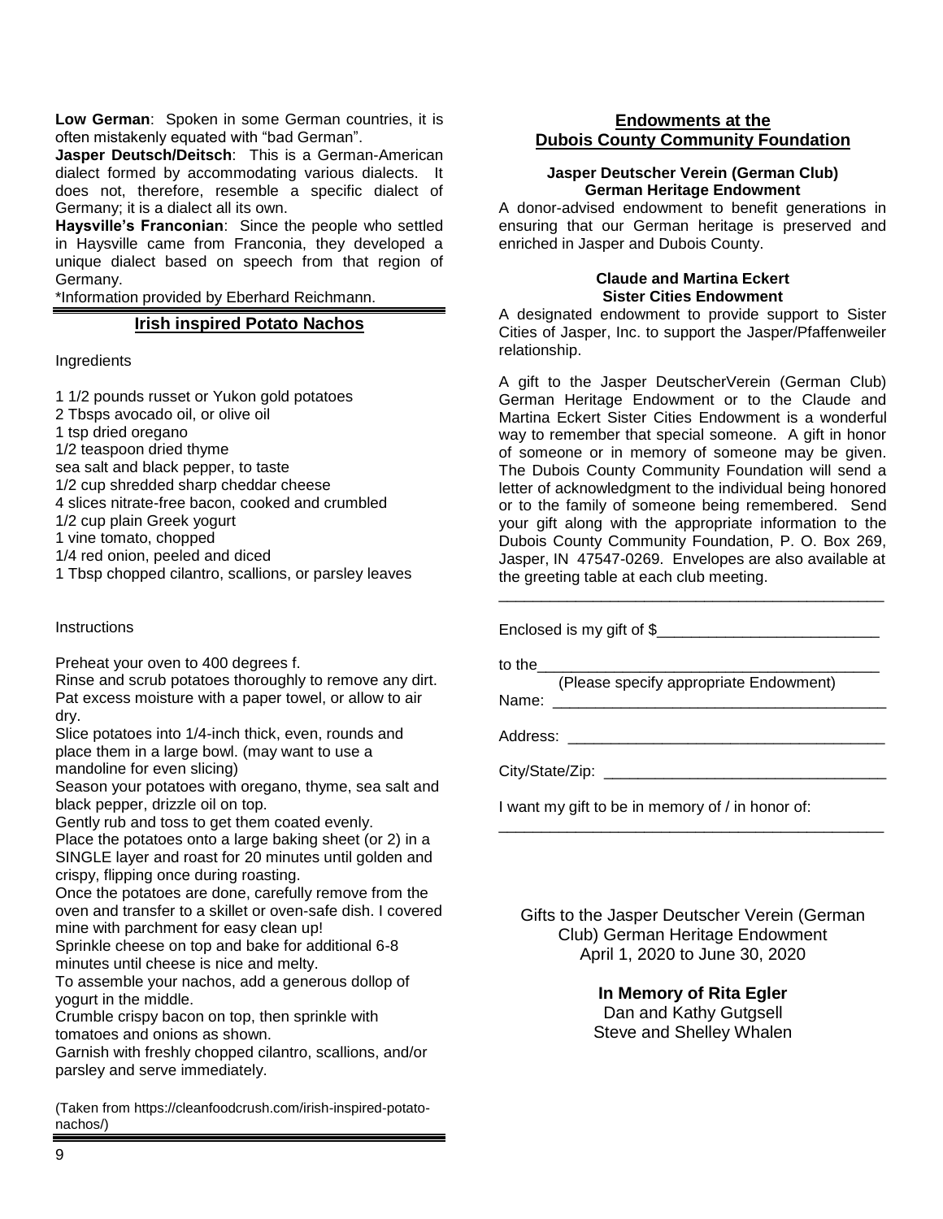**Low German**: Spoken in some German countries, it is often mistakenly equated with "bad German".

**Jasper Deutsch/Deitsch**: This is a German-American dialect formed by accommodating various dialects. It does not, therefore, resemble a specific dialect of Germany; it is a dialect all its own.

**Haysville's Franconian**: Since the people who settled in Haysville came from Franconia, they developed a unique dialect based on speech from that region of Germany.

*Information provided by Eberhard Reichmann.

## Irish inspired Potato Nachos

Ingredients

1 1/2 pounds russet or Yukon gold potatoes
2 Tbsps avocado oil, or olive oil
1 tsp dried oregano
1/2 teaspoon dried thyme
sea salt and black pepper, to taste
1/2 cup shredded sharp cheddar cheese
4 slices nitrate-free bacon, cooked and crumbled
1/2 cup plain Greek yogurt
1 vine tomato, chopped
1/4 red onion, peeled and diced
1 Tbsp chopped cilantro, scallions, or parsley leaves

Instructions

Preheat your oven to 400 degrees f.
Rinse and scrub potatoes thoroughly to remove any dirt. Pat excess moisture with a paper towel, or allow to air dry.
Slice potatoes into 1/4-inch thick, even, rounds and place them in a large bowl. (may want to use a mandoline for even slicing)
Season your potatoes with oregano, thyme, sea salt and black pepper, drizzle oil on top.
Gently rub and toss to get them coated evenly.
Place the potatoes onto a large baking sheet (or 2) in a SINGLE layer and roast for 20 minutes until golden and crispy, flipping once during roasting.
Once the potatoes are done, carefully remove from the oven and transfer to a skillet or oven-safe dish. I covered mine with parchment for easy clean up!
Sprinkle cheese on top and bake for additional 6-8 minutes until cheese is nice and melty.
To assemble your nachos, add a generous dollop of yogurt in the middle.
Crumble crispy bacon on top, then sprinkle with tomatoes and onions as shown.
Garnish with freshly chopped cilantro, scallions, and/or parsley and serve immediately.

(Taken from https://cleanfoodcrush.com/irish-inspired-potato-nachos/)

## Endowments at the Dubois County Community Foundation

**Jasper Deutscher Verein (German Club) German Heritage Endowment**

A donor-advised endowment to benefit generations in ensuring that our German heritage is preserved and enriched in Jasper and Dubois County.

**Claude and Martina Eckert Sister Cities Endowment**

A designated endowment to provide support to Sister Cities of Jasper, Inc. to support the Jasper/Pfaffenweiler relationship.

A gift to the Jasper DeutscherVerein (German Club) German Heritage Endowment or to the Claude and Martina Eckert Sister Cities Endowment is a wonderful way to remember that special someone. A gift in honor of someone or in memory of someone may be given. The Dubois County Community Foundation will send a letter of acknowledgment to the individual being honored or to the family of someone being remembered. Send your gift along with the appropriate information to the Dubois County Community Foundation, P. O. Box 269, Jasper, IN 47547-0269. Envelopes are also available at the greeting table at each club meeting.

---

Enclosed is my gift of $__________________________

to the________________________________________
(Please specify appropriate Endowment)

Name: ________________________________________

Address: ______________________________________

City/State/Zip: _________________________________

I want my gift to be in memory of / in honor of:
______________________________________________

Gifts to the Jasper Deutscher Verein (German Club) German Heritage Endowment
April 1, 2020 to June 30, 2020

**In Memory of Rita Egler**
Dan and Kathy Gutgsell
Steve and Shelley Whalen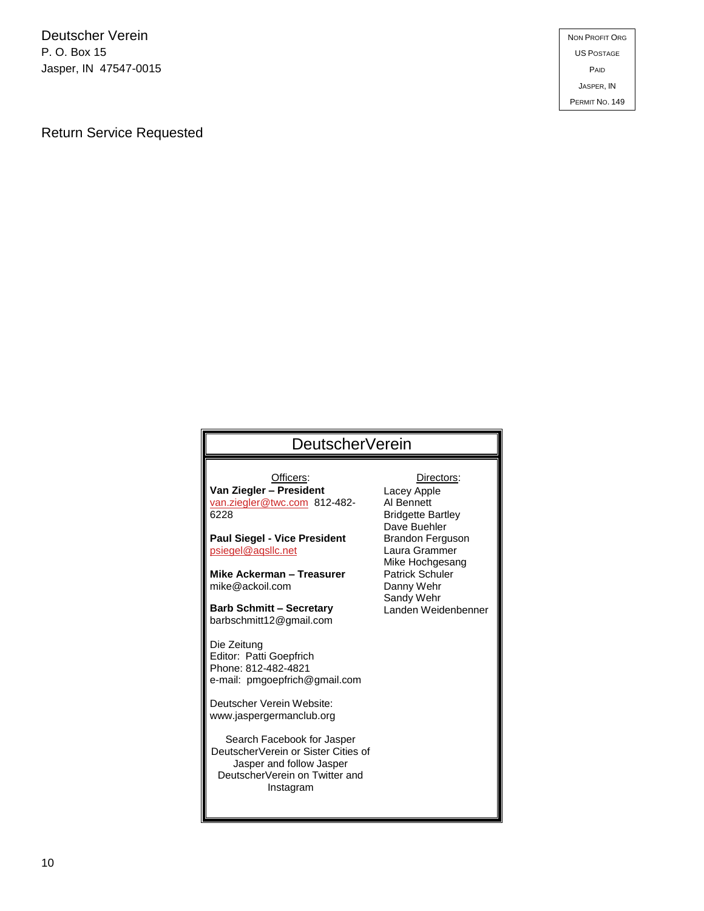Deutscher Verein
P. O. Box 15
Jasper, IN 47547-0015

NON PROFIT ORG
US POSTAGE
PAID
JASPER, IN
PERMIT NO. 149

Return Service Requested

## DeutscherVerein

Officers:

**Van Ziegler – President**
van.ziegler@twc.com 812-482-6228

**Paul Siegel - Vice President**
psiegel@aqsllc.net

**Mike Ackerman – Treasurer**
mike@ackoil.com

**Barb Schmitt – Secretary**
barbschmitt12@gmail.com

Die Zeitung
Editor: Patti Goepfrich
Phone: 812-482-4821
e-mail: pmgoepfrich@gmail.com

Deutscher Verein Website:
www.jaspergermanclub.org

Search Facebook for Jasper DeutscherVerein or Sister Cities of Jasper and follow Jasper DeutscherVerein on Twitter and Instagram

Directors:

Lacey Apple
Al Bennett
Bridgette Bartley
Dave Buehler
Brandon Ferguson
Laura Grammer
Mike Hochgesang
Patrick Schuler
Danny Wehr
Sandy Wehr
Landen Weidenbenner